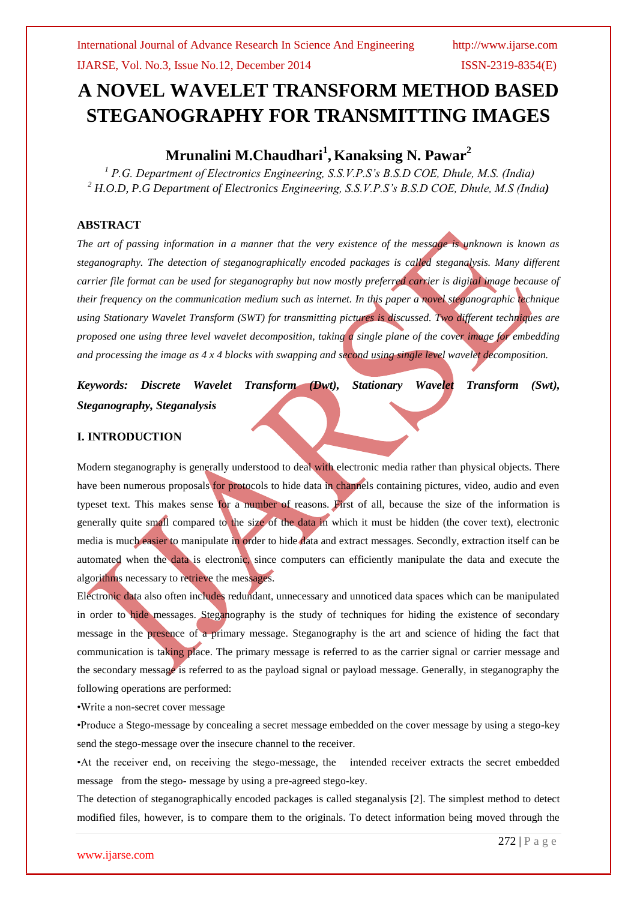# A NOVEL WAVELET TRANSFORM METHOD BASED STEGANOGRAPHY FOR TRANSMITTING IMAGES

**Mrunalini M.Chaudhari[1], Kanaksing N. Pawar[2]**

[1] *P.G. Department of Electronics Engineering, S.S.V.P.S's B.S.D COE, Dhule, M.S. (India)*
[2] *H.O.D, P.G Department of Electronics Engineering, S.S.V.P.S's B.S.D COE, Dhule, M.S (India)*

## ABSTRACT

*The art of passing information in a manner that the very existence of the message is unknown is known as steganography. The detection of steganographically encoded packages is called steganalysis. Many different carrier file format can be used for steganography but now mostly preferred carrier is digital image because of their frequency on the communication medium such as internet. In this paper a novel steganographic technique using Stationary Wavelet Transform (SWT) for transmitting pictures is discussed. Two different techniques are proposed one using three level wavelet decomposition, taking a single plane of the cover image for embedding and processing the image as 4 x 4 blocks with swapping and second using single level wavelet decomposition.*

***Keywords: Discrete Wavelet Transform (Dwt), Stationary Wavelet Transform (Swt), Steganography, Steganalysis***

## I. INTRODUCTION

Modern steganography is generally understood to deal with electronic media rather than physical objects. There have been numerous proposals for protocols to hide data in channels containing pictures, video, audio and even typeset text. This makes sense for a number of reasons. First of all, because the size of the information is generally quite small compared to the size of the data in which it must be hidden (the cover text), electronic media is much easier to manipulate in order to hide data and extract messages. Secondly, extraction itself can be automated when the data is electronic, since computers can efficiently manipulate the data and execute the algorithms necessary to retrieve the messages.

Electronic data also often includes redundant, unnecessary and unnoticed data spaces which can be manipulated in order to hide messages. Steganography is the study of techniques for hiding the existence of secondary message in the presence of a primary message. Steganography is the art and science of hiding the fact that communication is taking place. The primary message is referred to as the carrier signal or carrier message and the secondary message is referred to as the payload signal or payload message. Generally, in steganography the following operations are performed:

•Write a non-secret cover message

•Produce a Stego-message by concealing a secret message embedded on the cover message by using a stego-key send the stego-message over the insecure channel to the receiver.

•At the receiver end, on receiving the stego-message, the intended receiver extracts the secret embedded message from the stego- message by using a pre-agreed stego-key.

The detection of steganographically encoded packages is called steganalysis [2]. The simplest method to detect modified files, however, is to compare them to the originals. To detect information being moved through the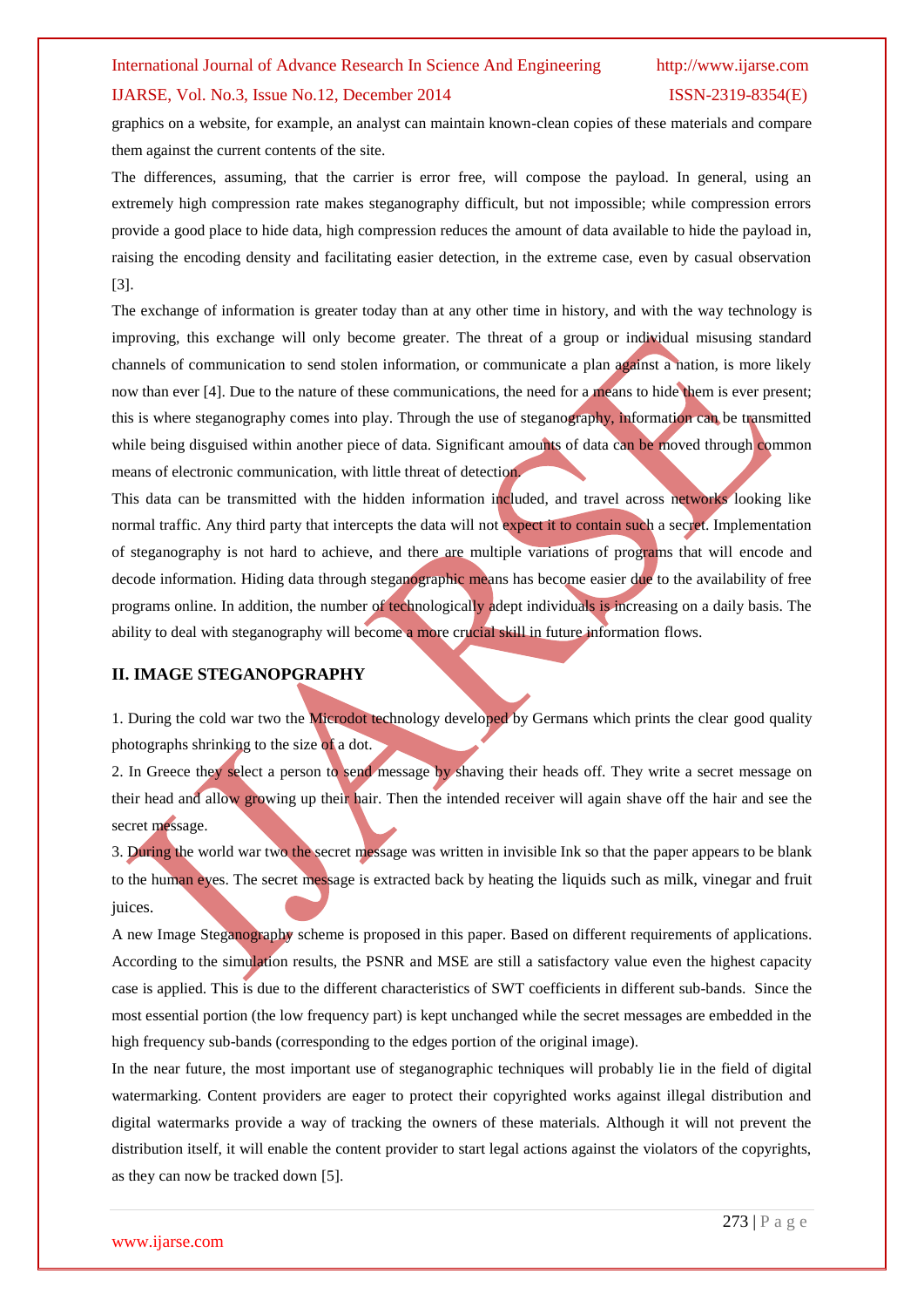graphics on a website, for example, an analyst can maintain known-clean copies of these materials and compare them against the current contents of the site.

The differences, assuming, that the carrier is error free, will compose the payload. In general, using an extremely high compression rate makes steganography difficult, but not impossible; while compression errors provide a good place to hide data, high compression reduces the amount of data available to hide the payload in, raising the encoding density and facilitating easier detection, in the extreme case, even by casual observation [3].

The exchange of information is greater today than at any other time in history, and with the way technology is improving, this exchange will only become greater. The threat of a group or individual misusing standard channels of communication to send stolen information, or communicate a plan against a nation, is more likely now than ever [4]. Due to the nature of these communications, the need for a means to hide them is ever present; this is where steganography comes into play. Through the use of steganography, information can be transmitted while being disguised within another piece of data. Significant amounts of data can be moved through common means of electronic communication, with little threat of detection.

This data can be transmitted with the hidden information included, and travel across networks looking like normal traffic. Any third party that intercepts the data will not expect it to contain such a secret. Implementation of steganography is not hard to achieve, and there are multiple variations of programs that will encode and decode information. Hiding data through steganographic means has become easier due to the availability of free programs online. In addition, the number of technologically adept individuals is increasing on a daily basis. The ability to deal with steganography will become a more crucial skill in future information flows.

## II. IMAGE STEGANOPGRAPHY

1. During the cold war two the Microdot technology developed by Germans which prints the clear good quality photographs shrinking to the size of a dot.
2. In Greece they select a person to send message by shaving their heads off. They write a secret message on their head and allow growing up their hair. Then the intended receiver will again shave off the hair and see the secret message.
3. During the world war two the secret message was written in invisible Ink so that the paper appears to be blank to the human eyes. The secret message is extracted back by heating the liquids such as milk, vinegar and fruit juices.

A new Image Steganography scheme is proposed in this paper. Based on different requirements of applications. According to the simulation results, the PSNR and MSE are still a satisfactory value even the highest capacity case is applied. This is due to the different characteristics of SWT coefficients in different sub-bands. Since the most essential portion (the low frequency part) is kept unchanged while the secret messages are embedded in the high frequency sub-bands (corresponding to the edges portion of the original image).

In the near future, the most important use of steganographic techniques will probably lie in the field of digital watermarking. Content providers are eager to protect their copyrighted works against illegal distribution and digital watermarks provide a way of tracking the owners of these materials. Although it will not prevent the distribution itself, it will enable the content provider to start legal actions against the violators of the copyrights, as they can now be tracked down [5].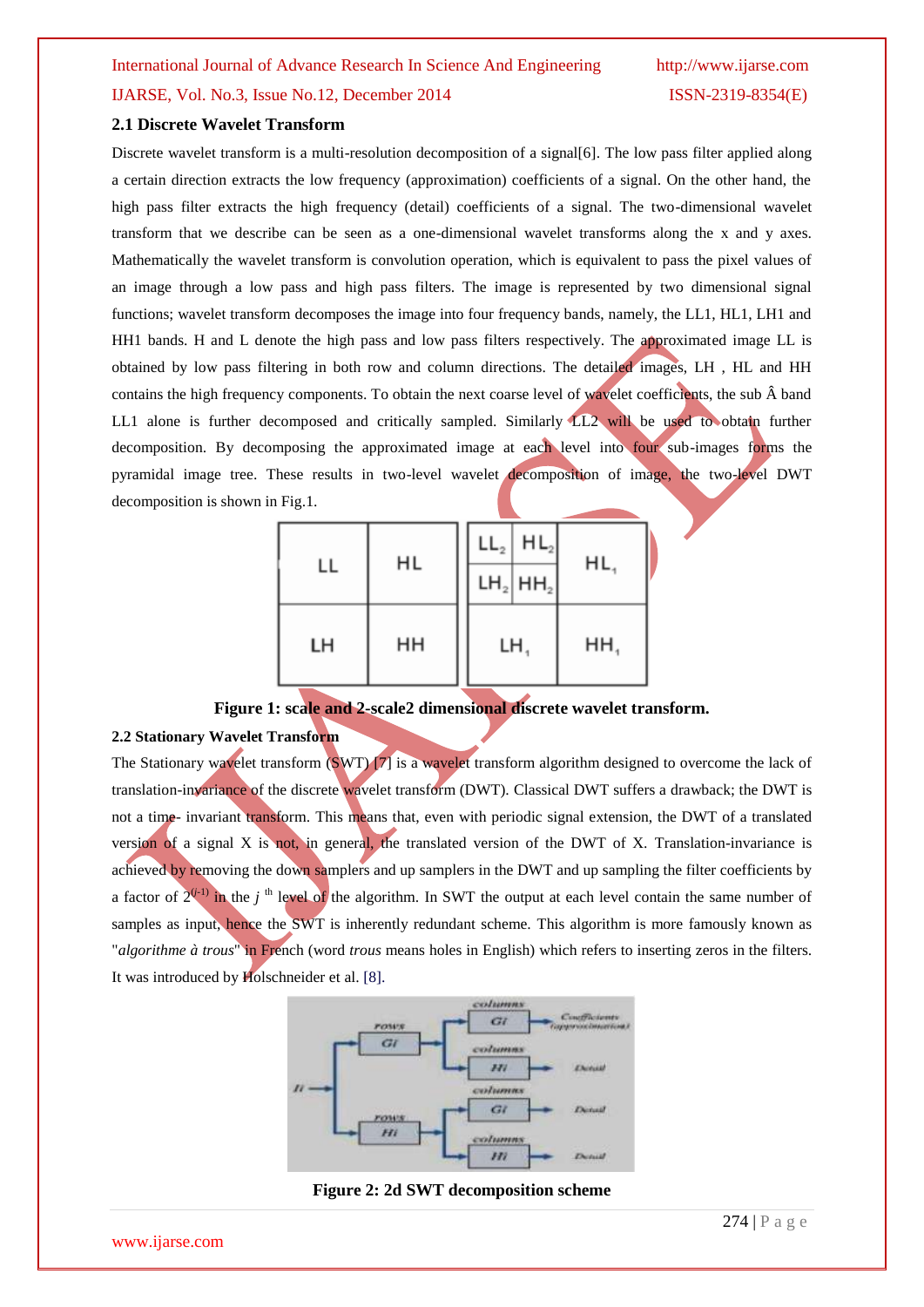## 2.1 Discrete Wavelet Transform

Discrete wavelet transform is a multi-resolution decomposition of a signal[6]. The low pass filter applied along a certain direction extracts the low frequency (approximation) coefficients of a signal. On the other hand, the high pass filter extracts the high frequency (detail) coefficients of a signal. The two-dimensional wavelet transform that we describe can be seen as a one-dimensional wavelet transforms along the x and y axes. Mathematically the wavelet transform is convolution operation, which is equivalent to pass the pixel values of an image through a low pass and high pass filters. The image is represented by two dimensional signal functions; wavelet transform decomposes the image into four frequency bands, namely, the LL1, HL1, LH1 and HH1 bands. H and L denote the high pass and low pass filters respectively. The approximated image LL is obtained by low pass filtering in both row and column directions. The detailed images, LH , HL and HH contains the high frequency components. To obtain the next coarse level of wavelet coefficients, the sub Â band LL1 alone is further decomposed and critically sampled. Similarly LL2 will be used to obtain further decomposition. By decomposing the approximated image at each level into four sub-images forms the pyramidal image tree. These results in two-level wavelet decomposition of image, the two-level DWT decomposition is shown in Fig.1.

| LL | HL |
|---|---|
| LH | HH |

| $LL_2$ | $HL_2$ | $HL_1$ |
|---|---|---|
| $LH_2$ | $HH_2$ | |
| $LH_1$ | | $HH_1$ |

**Figure 1: scale and 2-scale2 dimensional discrete wavelet transform.**

## 2.2 Stationary Wavelet Transform

The Stationary wavelet transform (SWT) [7] is a wavelet transform algorithm designed to overcome the lack of translation-invariance of the discrete wavelet transform (DWT). Classical DWT suffers a drawback; the DWT is not a time- invariant transform. This means that, even with periodic signal extension, the DWT of a translated version of a signal X is not, in general, the translated version of the DWT of X. Translation-invariance is achieved by removing the down samplers and up samplers in the DWT and up sampling the filter coefficients by a factor of $2^{(j-1)}$ in the $j^{th}$ level of the algorithm. In SWT the output at each level contain the same number of samples as input, hence the SWT is inherently redundant scheme. This algorithm is more famously known as "*algorithme à trous*" in French (word *trous* means holes in English) which refers to inserting zeros in the filters. It was introduced by Holschneider et al. [8].

**Figure 2: 2d SWT decomposition scheme**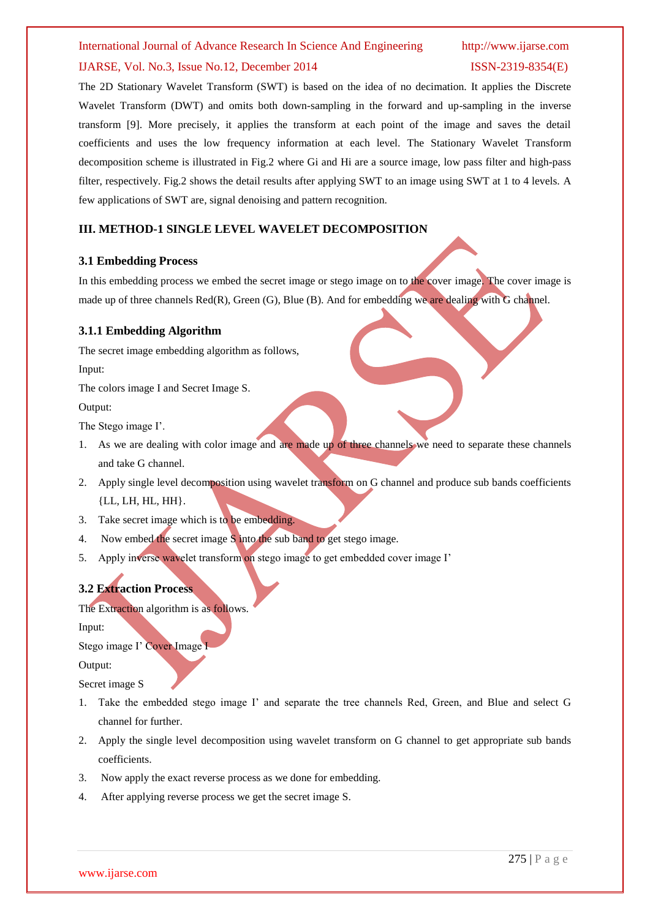The 2D Stationary Wavelet Transform (SWT) is based on the idea of no decimation. It applies the Discrete Wavelet Transform (DWT) and omits both down-sampling in the forward and up-sampling in the inverse transform [9]. More precisely, it applies the transform at each point of the image and saves the detail coefficients and uses the low frequency information at each level. The Stationary Wavelet Transform decomposition scheme is illustrated in Fig.2 where Gi and Hi are a source image, low pass filter and high-pass filter, respectively. Fig.2 shows the detail results after applying SWT to an image using SWT at 1 to 4 levels. A few applications of SWT are, signal denoising and pattern recognition.

## III. METHOD-1 SINGLE LEVEL WAVELET DECOMPOSITION

### 3.1 Embedding Process

In this embedding process we embed the secret image or stego image on to the cover image. The cover image is made up of three channels Red(R), Green (G), Blue (B). And for embedding we are dealing with G channel.

#### 3.1.1 Embedding Algorithm

The secret image embedding algorithm as follows,

Input:

The colors image I and Secret Image S.

Output:

The Stego image I'.

1. As we are dealing with color image and are made up of three channels we need to separate these channels and take G channel.
2. Apply single level decomposition using wavelet transform on G channel and produce sub bands coefficients {LL, LH, HL, HH}.
3. Take secret image which is to be embedding.
4. Now embed the secret image S into the sub band to get stego image.
5. Apply inverse wavelet transform on stego image to get embedded cover image I'

### 3.2 Extraction Process

The Extraction algorithm is as follows.

Input:

Stego image I' Cover Image I

Output:

Secret image S

1. Take the embedded stego image I' and separate the tree channels Red, Green, and Blue and select G channel for further.
2. Apply the single level decomposition using wavelet transform on G channel to get appropriate sub bands coefficients.
3. Now apply the exact reverse process as we done for embedding.
4. After applying reverse process we get the secret image S.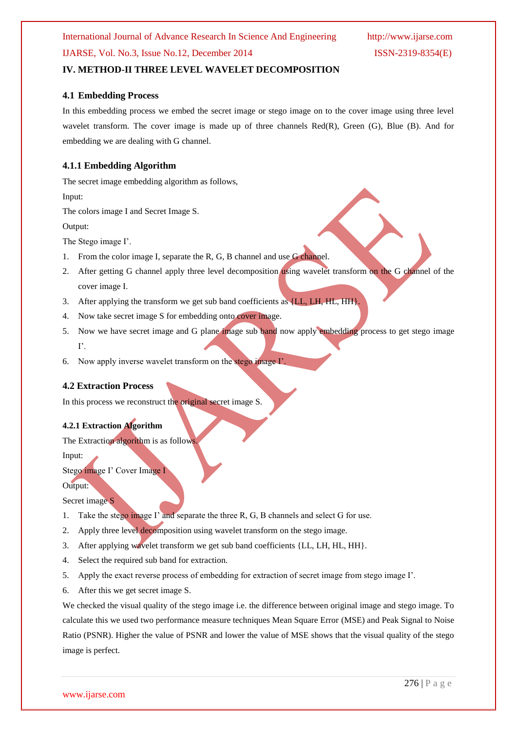## IV. METHOD-II THREE LEVEL WAVELET DECOMPOSITION

### 4.1 Embedding Process

In this embedding process we embed the secret image or stego image on to the cover image using three level wavelet transform. The cover image is made up of three channels Red(R), Green (G), Blue (B). And for embedding we are dealing with G channel.

#### 4.1.1 Embedding Algorithm

The secret image embedding algorithm as follows,

Input:

The colors image I and Secret Image S.

Output:

The Stego image I'.

1. From the color image I, separate the R, G, B channel and use G channel.
2. After getting G channel apply three level decomposition using wavelet transform on the G channel of the cover image I.
3. After applying the transform we get sub band coefficients as {LL, LH, HL, HH}.
4. Now take secret image S for embedding onto cover image.
5. Now we have secret image and G plane image sub band now apply embedding process to get stego image I'.
6. Now apply inverse wavelet transform on the stego image I'.

### 4.2 Extraction Process

In this process we reconstruct the original secret image S.

#### 4.2.1 Extraction Algorithm

The Extraction algorithm is as follows.

Input:

Stego image I' Cover Image I

Output:

Secret image S

1. Take the stego image I' and separate the three R, G, B channels and select G for use.
2. Apply three level decomposition using wavelet transform on the stego image.
3. After applying wavelet transform we get sub band coefficients {LL, LH, HL, HH}.
4. Select the required sub band for extraction.
5. Apply the exact reverse process of embedding for extraction of secret image from stego image I'.
6. After this we get secret image S.

We checked the visual quality of the stego image i.e. the difference between original image and stego image. To calculate this we used two performance measure techniques Mean Square Error (MSE) and Peak Signal to Noise Ratio (PSNR). Higher the value of PSNR and lower the value of MSE shows that the visual quality of the stego image is perfect.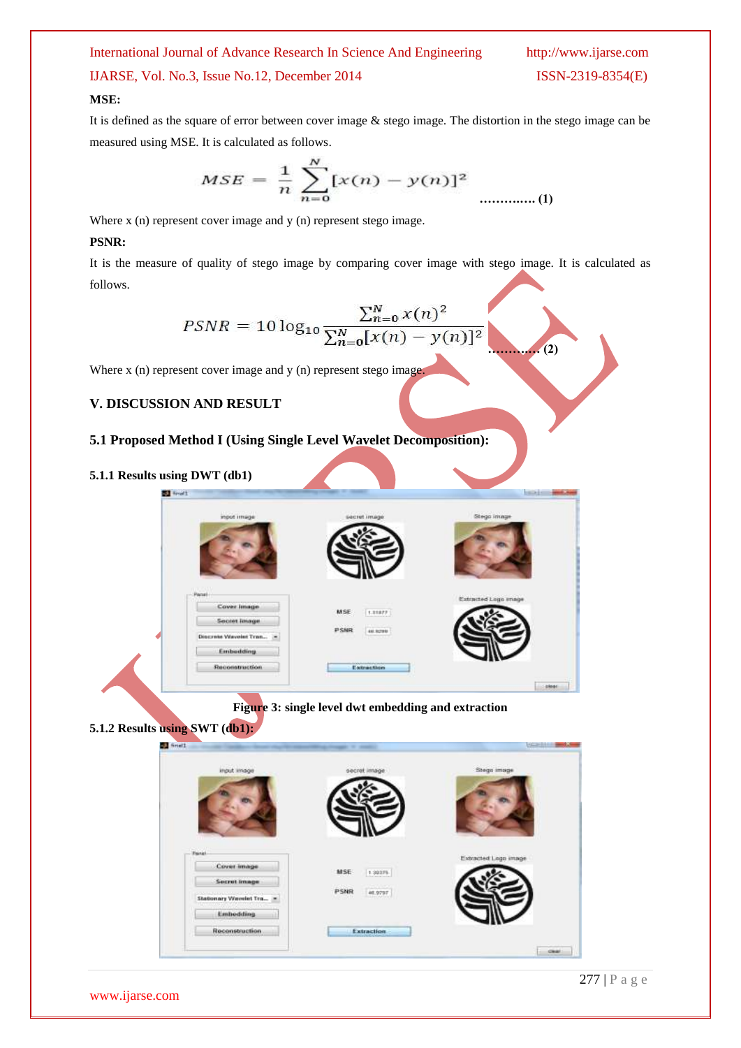**MSE:**

It is defined as the square of error between cover image & stego image. The distortion in the stego image can be measured using MSE. It is calculated as follows.

$$MSE = \frac{1}{n}\sum_{n=0}^{N}[x(n) - y(n)]^2 \qquad \text{.............. (1)}$$

Where x (n) represent cover image and y (n) represent stego image.

**PSNR:**

It is the measure of quality of stego image by comparing cover image with stego image. It is calculated as follows.

$$PSNR = 10\log_{10}\frac{\sum_{n=0}^{N} x(n)^2}{\sum_{n=0}^{N}[x(n) - y(n)]^2} \qquad \text{.............. (2)}$$

Where x (n) represent cover image and y (n) represent stego image.

## V. DISCUSSION AND RESULT

### 5.1 Proposed Method I (Using Single Level Wavelet Decomposition):

#### 5.1.1 Results using DWT (db1)

**Figure 3: single level dwt embedding and extraction**

#### 5.1.2 Results using SWT (db1):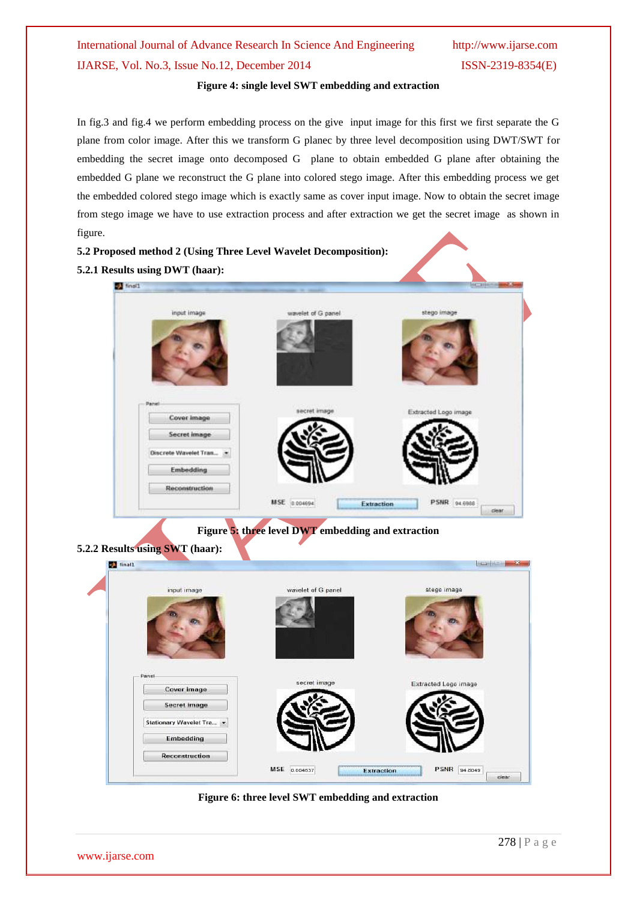**Figure 4: single level SWT embedding and extraction**

In fig.3 and fig.4 we perform embedding process on the give input image for this first we first separate the G plane from color image. After this we transform G planec by three level decomposition using DWT/SWT for embedding the secret image onto decomposed G plane to obtain embedded G plane after obtaining the embedded G plane we reconstruct the G plane into colored stego image. After this embedding process we get the embedded colored stego image which is exactly same as cover input image. Now to obtain the secret image from stego image we have to use extraction process and after extraction we get the secret image as shown in figure.

### 5.2 Proposed method 2 (Using Three Level Wavelet Decomposition):

#### 5.2.1 Results using DWT (haar):

**Figure 5: three level DWT embedding and extraction**

#### 5.2.2 Results using SWT (haar):

**Figure 6: three level SWT embedding and extraction**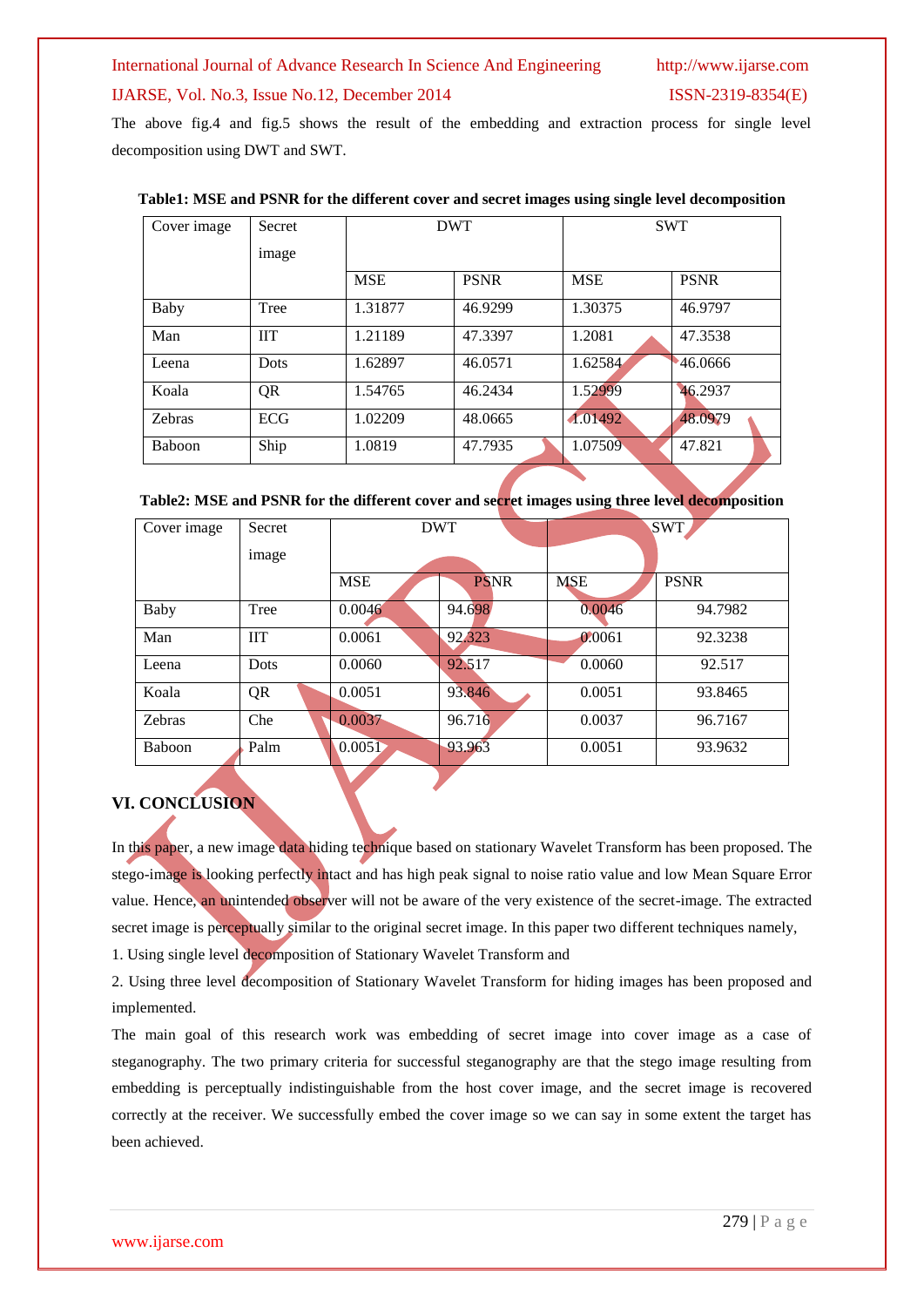The above fig.4 and fig.5 shows the result of the embedding and extraction process for single level decomposition using DWT and SWT.

**Table1: MSE and PSNR for the different cover and secret images using single level decomposition**

| Cover image | Secret image | DWT | | SWT | |
|---|---|---|---|---|---|
| | | MSE | PSNR | MSE | PSNR |
| Baby | Tree | 1.31877 | 46.9299 | 1.30375 | 46.9797 |
| Man | IIT | 1.21189 | 47.3397 | 1.2081 | 47.3538 |
| Leena | Dots | 1.62897 | 46.0571 | 1.62584 | 46.0666 |
| Koala | QR | 1.54765 | 46.2434 | 1.52999 | 46.2937 |
| Zebras | ECG | 1.02209 | 48.0665 | 1.01492 | 48.0979 |
| Baboon | Ship | 1.0819 | 47.7935 | 1.07509 | 47.821 |

**Table2: MSE and PSNR for the different cover and secret images using three level decomposition**

| Cover image | Secret image | DWT | | SWT | |
|---|---|---|---|---|---|
| | | MSE | PSNR | MSE | PSNR |
| Baby | Tree | 0.0046 | 94.698 | 0.0046 | 94.7982 |
| Man | IIT | 0.0061 | 92.323 | 0.0061 | 92.3238 |
| Leena | Dots | 0.0060 | 92.517 | 0.0060 | 92.517 |
| Koala | QR | 0.0051 | 93.846 | 0.0051 | 93.8465 |
| Zebras | Che | 0.0037 | 96.716 | 0.0037 | 96.7167 |
| Baboon | Palm | 0.0051 | 93.963 | 0.0051 | 93.9632 |

## VI. CONCLUSION

In this paper, a new image data hiding technique based on stationary Wavelet Transform has been proposed. The stego-image is looking perfectly intact and has high peak signal to noise ratio value and low Mean Square Error value. Hence, an unintended observer will not be aware of the very existence of the secret-image. The extracted secret image is perceptually similar to the original secret image. In this paper two different techniques namely,

1. Using single level decomposition of Stationary Wavelet Transform and
2. Using three level decomposition of Stationary Wavelet Transform for hiding images has been proposed and implemented.

The main goal of this research work was embedding of secret image into cover image as a case of steganography. The two primary criteria for successful steganography are that the stego image resulting from embedding is perceptually indistinguishable from the host cover image, and the secret image is recovered correctly at the receiver. We successfully embed the cover image so we can say in some extent the target has been achieved.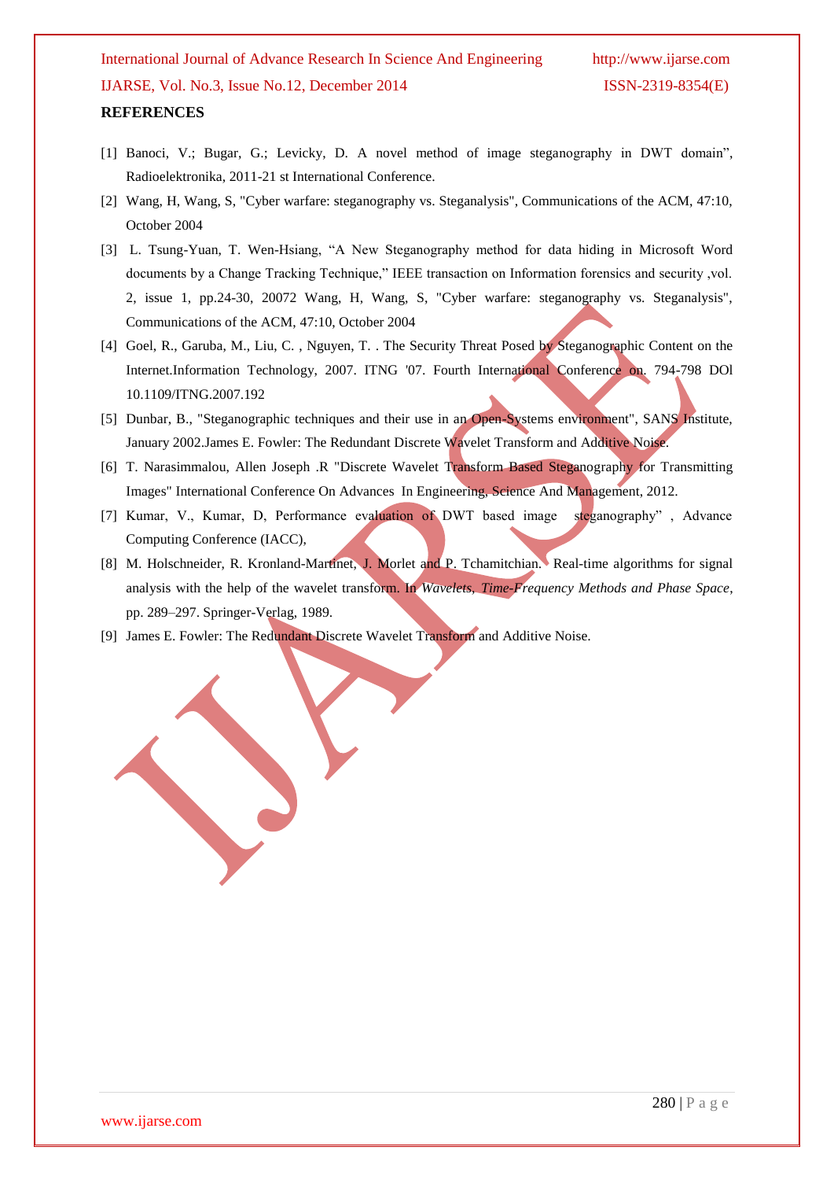## REFERENCES

[1] Banoci, V.; Bugar, G.; Levicky, D. A novel method of image steganography in DWT domain", Radioelektronika, 2011-21 st International Conference.

[2] Wang, H, Wang, S, "Cyber warfare: steganography vs. Steganalysis", Communications of the ACM, 47:10, October 2004

[3] L. Tsung-Yuan, T. Wen-Hsiang, "A New Steganography method for data hiding in Microsoft Word documents by a Change Tracking Technique," IEEE transaction on Information forensics and security ,vol. 2, issue 1, pp.24-30, 20072 Wang, H, Wang, S, "Cyber warfare: steganography vs. Steganalysis", Communications of the ACM, 47:10, October 2004

[4] Goel, R., Garuba, M., Liu, C. , Nguyen, T. . The Security Threat Posed by Steganographic Content on the Internet.Information Technology, 2007. ITNG '07. Fourth International Conference on. 794-798 DOl 10.1109/ITNG.2007.192

[5] Dunbar, B., "Steganographic techniques and their use in an Open-Systems environment", SANS Institute, January 2002.James E. Fowler: The Redundant Discrete Wavelet Transform and Additive Noise.

[6] T. Narasimmalou, Allen Joseph .R "Discrete Wavelet Transform Based Steganography for Transmitting Images" International Conference On Advances In Engineering, Science And Management, 2012.

[7] Kumar, V., Kumar, D, Performance evaluation of DWT based image steganography" , Advance Computing Conference (IACC),

[8] M. Holschneider, R. Kronland-Martinet, J. Morlet and P. Tchamitchian. Real-time algorithms for signal analysis with the help of the wavelet transform. In *Wavelets, Time-Frequency Methods and Phase Space*, pp. 289–297. Springer-Verlag, 1989.

[9] James E. Fowler: The Redundant Discrete Wavelet Transform and Additive Noise.